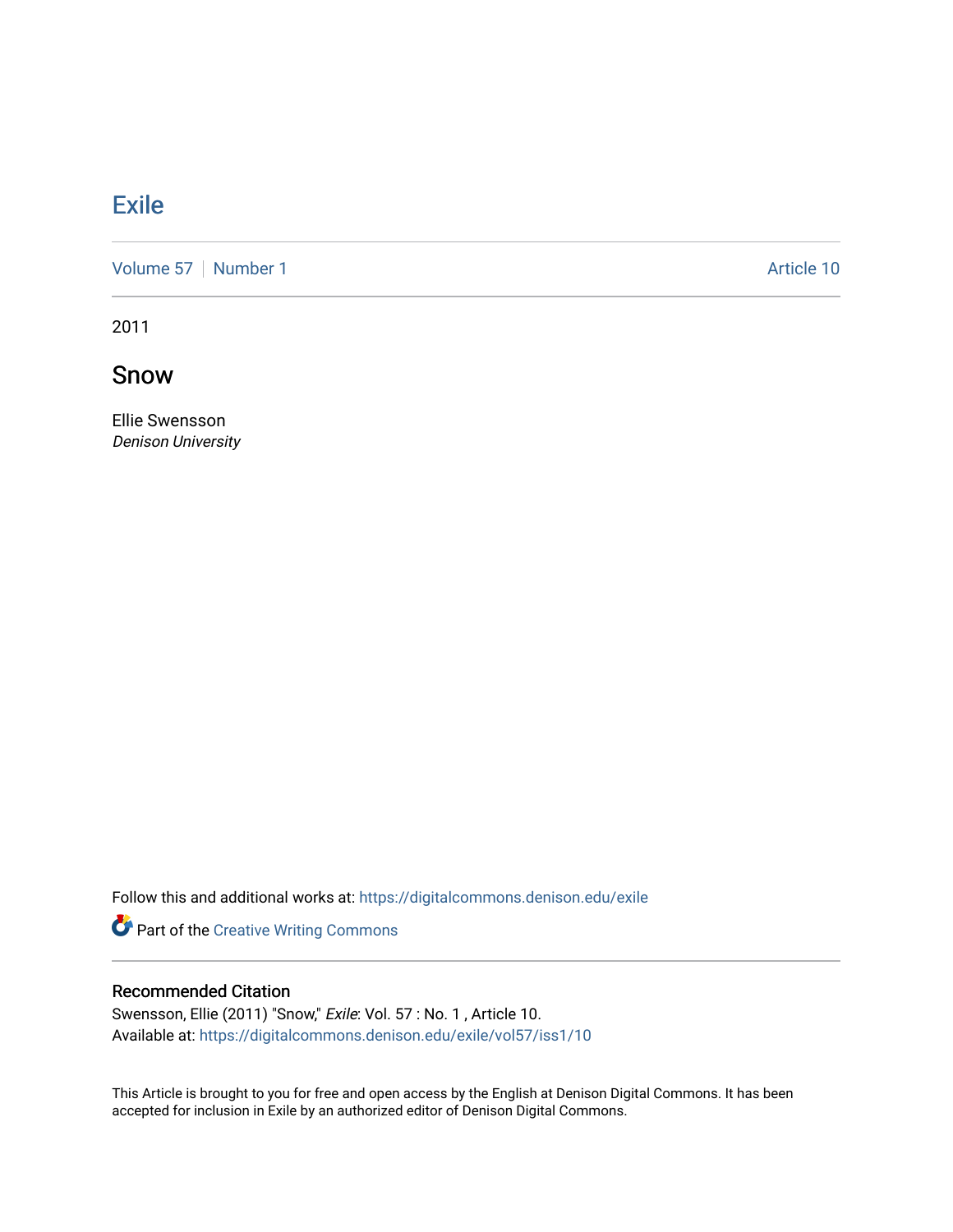# Exile

Volume 57 | Number 1 Article 10

2011

## Snow

Ellie Swensson
*Denison University*

Follow this and additional works at: https://digitalcommons.denison.edu/exile

Part of the Creative Writing Commons

### Recommended Citation

Swensson, Ellie (2011) "Snow," *Exile*: Vol. 57 : No. 1 , Article 10.
Available at: https://digitalcommons.denison.edu/exile/vol57/iss1/10

This Article is brought to you for free and open access by the English at Denison Digital Commons. It has been accepted for inclusion in Exile by an authorized editor of Denison Digital Commons.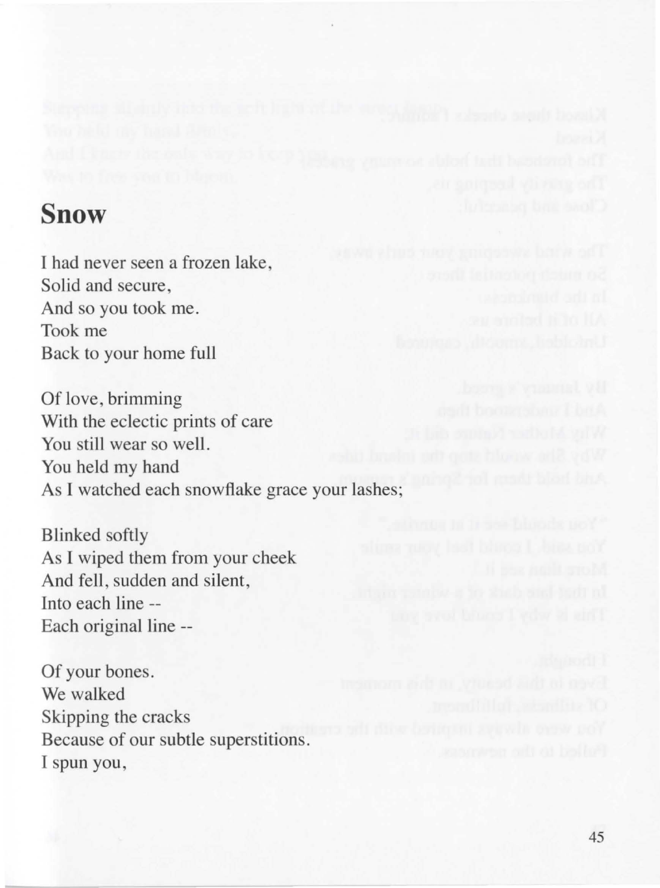## Snow

I had never seen a frozen lake,  
Solid and secure,  
And so you took me.  
Took me  
Back to your home full

Of love, brimming  
With the eclectic prints of care  
You still wear so well.  
You held my hand  
As I watched each snowflake grace your lashes;

Blinked softly  
As I wiped them from your cheek  
And fell, sudden and silent,  
Into each line --  
Each original line --

Of your bones.  
We walked  
Skipping the cracks  
Because of our subtle superstitions.  
I spun you,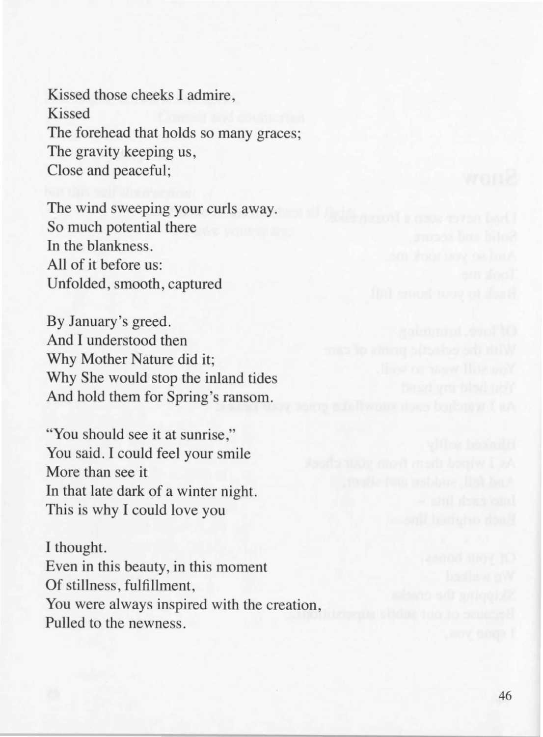Kissed those cheeks I admire,  
Kissed  
The forehead that holds so many graces;  
The gravity keeping us,  
Close and peaceful;

The wind sweeping your curls away.  
So much potential there  
In the blankness.  
All of it before us:  
Unfolded, smooth, captured

By January's greed.  
And I understood then  
Why Mother Nature did it;  
Why She would stop the inland tides  
And hold them for Spring's ransom.

"You should see it at sunrise,"  
You said. I could feel your smile  
More than see it  
In that late dark of a winter night.  
This is why I could love you

I thought.  
Even in this beauty, in this moment  
Of stillness, fulfillment,  
You were always inspired with the creation,  
Pulled to the newness.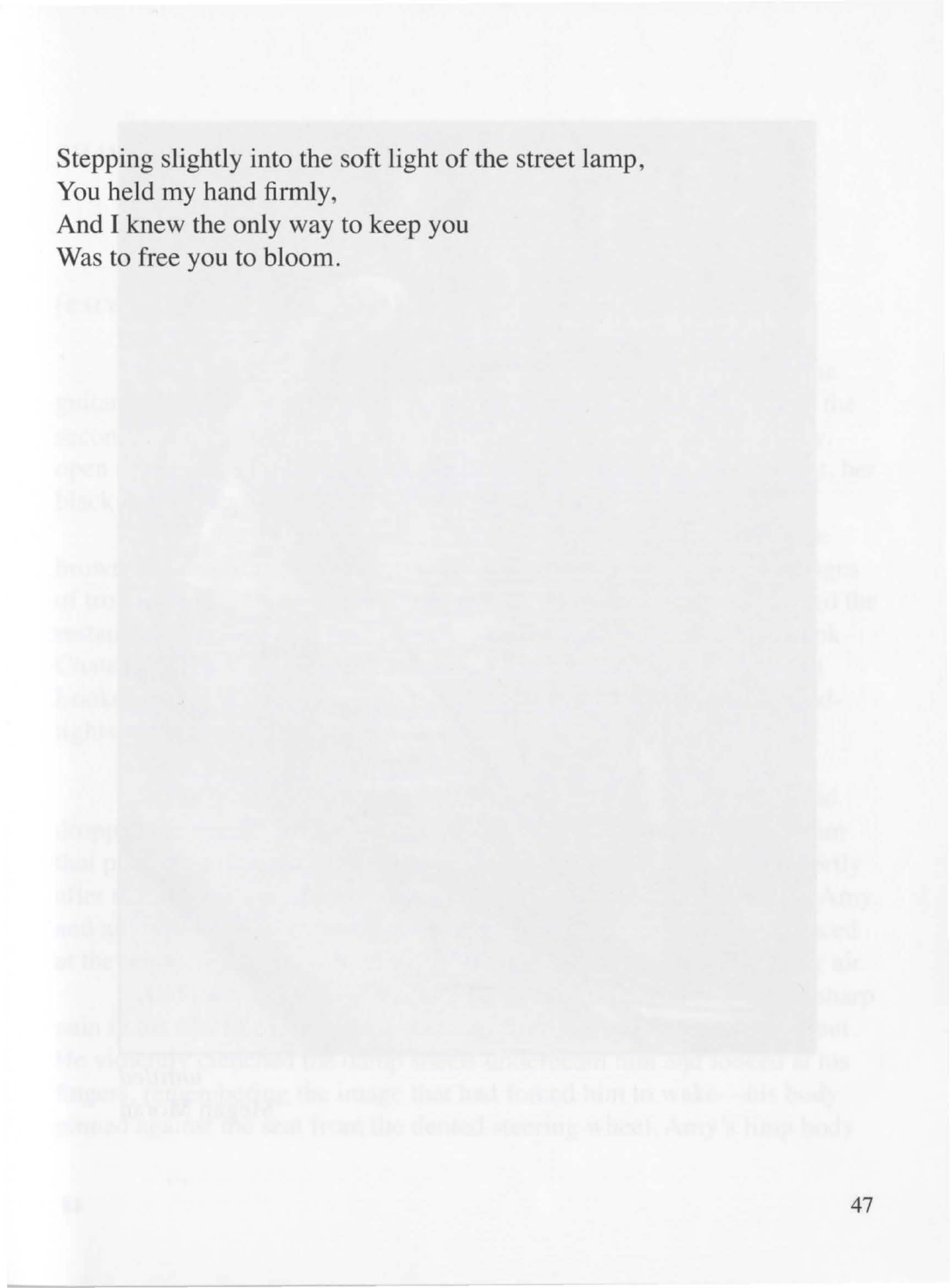Stepping slightly into the soft light of the street lamp,
You held my hand firmly,
And I knew the only way to keep you
Was to free you to bloom.